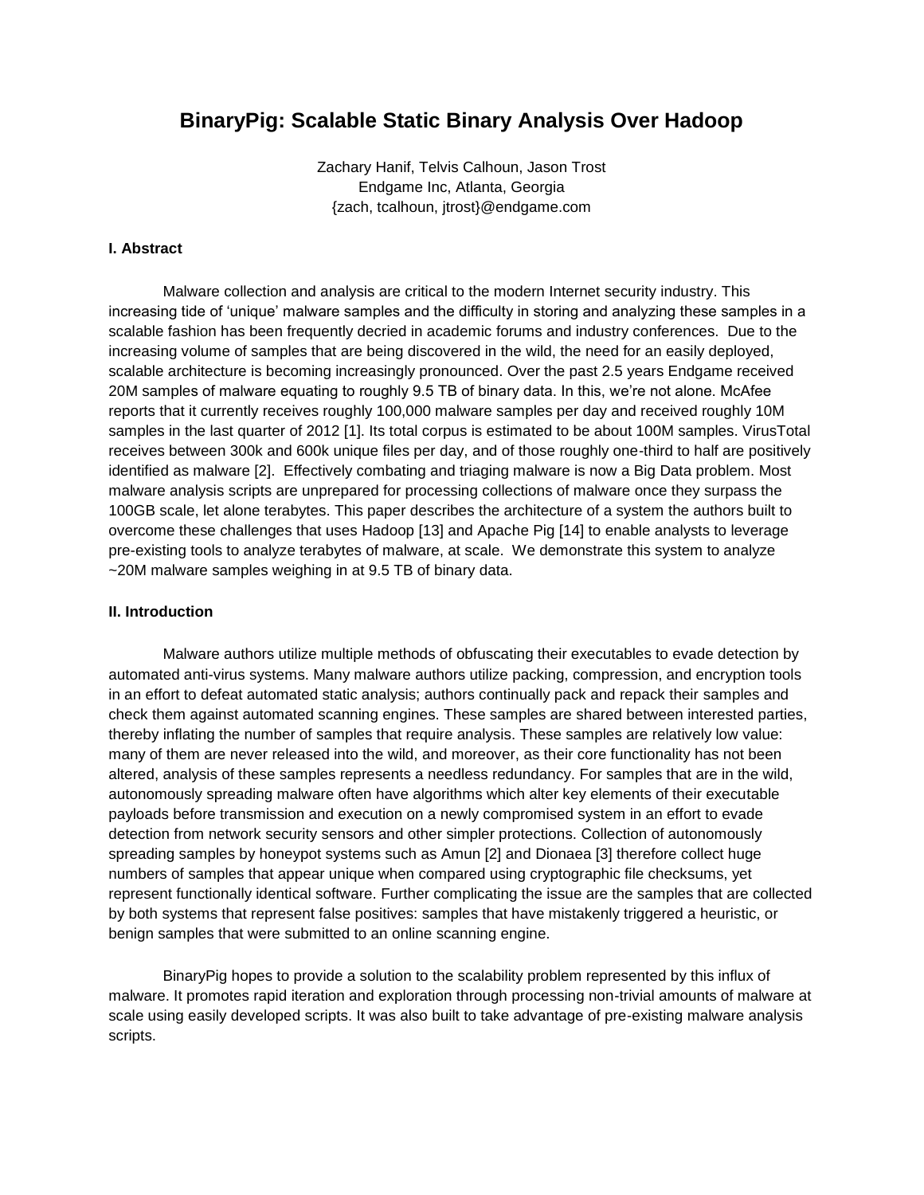# BinaryPig: Scalable Static Binary Analysis Over Hadoop

Zachary Hanif, Telvis Calhoun, Jason Trost
Endgame Inc, Atlanta, Georgia
{zach, tcalhoun, jtrost}@endgame.com

### I. Abstract

Malware collection and analysis are critical to the modern Internet security industry. This increasing tide of 'unique' malware samples and the difficulty in storing and analyzing these samples in a scalable fashion has been frequently decried in academic forums and industry conferences. Due to the increasing volume of samples that are being discovered in the wild, the need for an easily deployed, scalable architecture is becoming increasingly pronounced. Over the past 2.5 years Endgame received 20M samples of malware equating to roughly 9.5 TB of binary data. In this, we're not alone. McAfee reports that it currently receives roughly 100,000 malware samples per day and received roughly 10M samples in the last quarter of 2012 [1]. Its total corpus is estimated to be about 100M samples. VirusTotal receives between 300k and 600k unique files per day, and of those roughly one-third to half are positively identified as malware [2]. Effectively combating and triaging malware is now a Big Data problem. Most malware analysis scripts are unprepared for processing collections of malware once they surpass the 100GB scale, let alone terabytes. This paper describes the architecture of a system the authors built to overcome these challenges that uses Hadoop [13] and Apache Pig [14] to enable analysts to leverage pre-existing tools to analyze terabytes of malware, at scale. We demonstrate this system to analyze ~20M malware samples weighing in at 9.5 TB of binary data.

### II. Introduction

Malware authors utilize multiple methods of obfuscating their executables to evade detection by automated anti-virus systems. Many malware authors utilize packing, compression, and encryption tools in an effort to defeat automated static analysis; authors continually pack and repack their samples and check them against automated scanning engines. These samples are shared between interested parties, thereby inflating the number of samples that require analysis. These samples are relatively low value: many of them are never released into the wild, and moreover, as their core functionality has not been altered, analysis of these samples represents a needless redundancy. For samples that are in the wild, autonomously spreading malware often have algorithms which alter key elements of their executable payloads before transmission and execution on a newly compromised system in an effort to evade detection from network security sensors and other simpler protections. Collection of autonomously spreading samples by honeypot systems such as Amun [2] and Dionaea [3] therefore collect huge numbers of samples that appear unique when compared using cryptographic file checksums, yet represent functionally identical software. Further complicating the issue are the samples that are collected by both systems that represent false positives: samples that have mistakenly triggered a heuristic, or benign samples that were submitted to an online scanning engine.

BinaryPig hopes to provide a solution to the scalability problem represented by this influx of malware. It promotes rapid iteration and exploration through processing non-trivial amounts of malware at scale using easily developed scripts. It was also built to take advantage of pre-existing malware analysis scripts.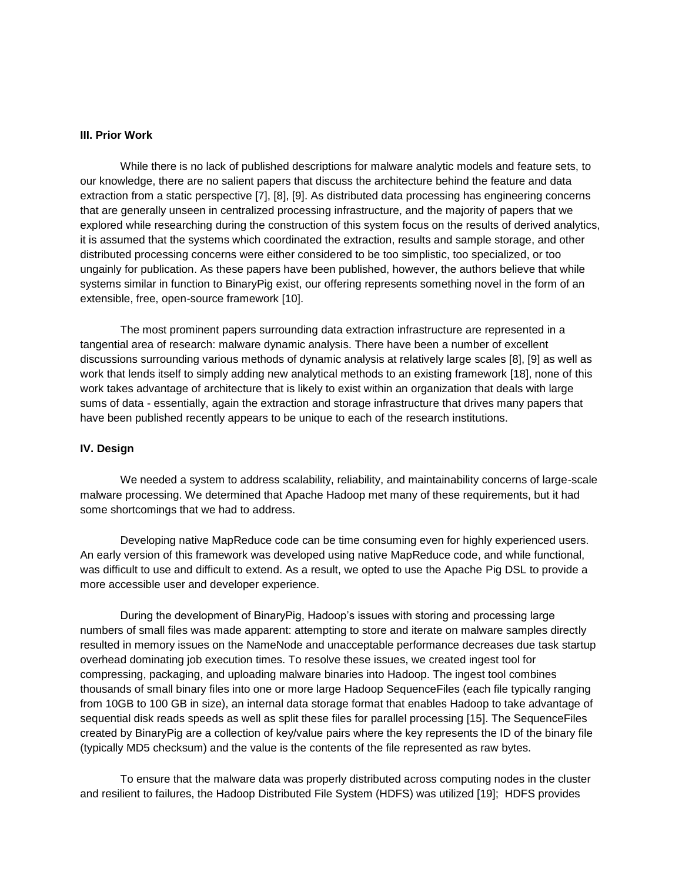### III. Prior Work

While there is no lack of published descriptions for malware analytic models and feature sets, to our knowledge, there are no salient papers that discuss the architecture behind the feature and data extraction from a static perspective [7], [8], [9]. As distributed data processing has engineering concerns that are generally unseen in centralized processing infrastructure, and the majority of papers that we explored while researching during the construction of this system focus on the results of derived analytics, it is assumed that the systems which coordinated the extraction, results and sample storage, and other distributed processing concerns were either considered to be too simplistic, too specialized, or too ungainly for publication. As these papers have been published, however, the authors believe that while systems similar in function to BinaryPig exist, our offering represents something novel in the form of an extensible, free, open-source framework [10].

The most prominent papers surrounding data extraction infrastructure are represented in a tangential area of research: malware dynamic analysis. There have been a number of excellent discussions surrounding various methods of dynamic analysis at relatively large scales [8], [9] as well as work that lends itself to simply adding new analytical methods to an existing framework [18], none of this work takes advantage of architecture that is likely to exist within an organization that deals with large sums of data - essentially, again the extraction and storage infrastructure that drives many papers that have been published recently appears to be unique to each of the research institutions.

### IV. Design

We needed a system to address scalability, reliability, and maintainability concerns of large-scale malware processing. We determined that Apache Hadoop met many of these requirements, but it had some shortcomings that we had to address.

Developing native MapReduce code can be time consuming even for highly experienced users. An early version of this framework was developed using native MapReduce code, and while functional, was difficult to use and difficult to extend. As a result, we opted to use the Apache Pig DSL to provide a more accessible user and developer experience.

During the development of BinaryPig, Hadoop's issues with storing and processing large numbers of small files was made apparent: attempting to store and iterate on malware samples directly resulted in memory issues on the NameNode and unacceptable performance decreases due task startup overhead dominating job execution times. To resolve these issues, we created ingest tool for compressing, packaging, and uploading malware binaries into Hadoop. The ingest tool combines thousands of small binary files into one or more large Hadoop SequenceFiles (each file typically ranging from 10GB to 100 GB in size), an internal data storage format that enables Hadoop to take advantage of sequential disk reads speeds as well as split these files for parallel processing [15]. The SequenceFiles created by BinaryPig are a collection of key/value pairs where the key represents the ID of the binary file (typically MD5 checksum) and the value is the contents of the file represented as raw bytes.

To ensure that the malware data was properly distributed across computing nodes in the cluster and resilient to failures, the Hadoop Distributed File System (HDFS) was utilized [19]; HDFS provides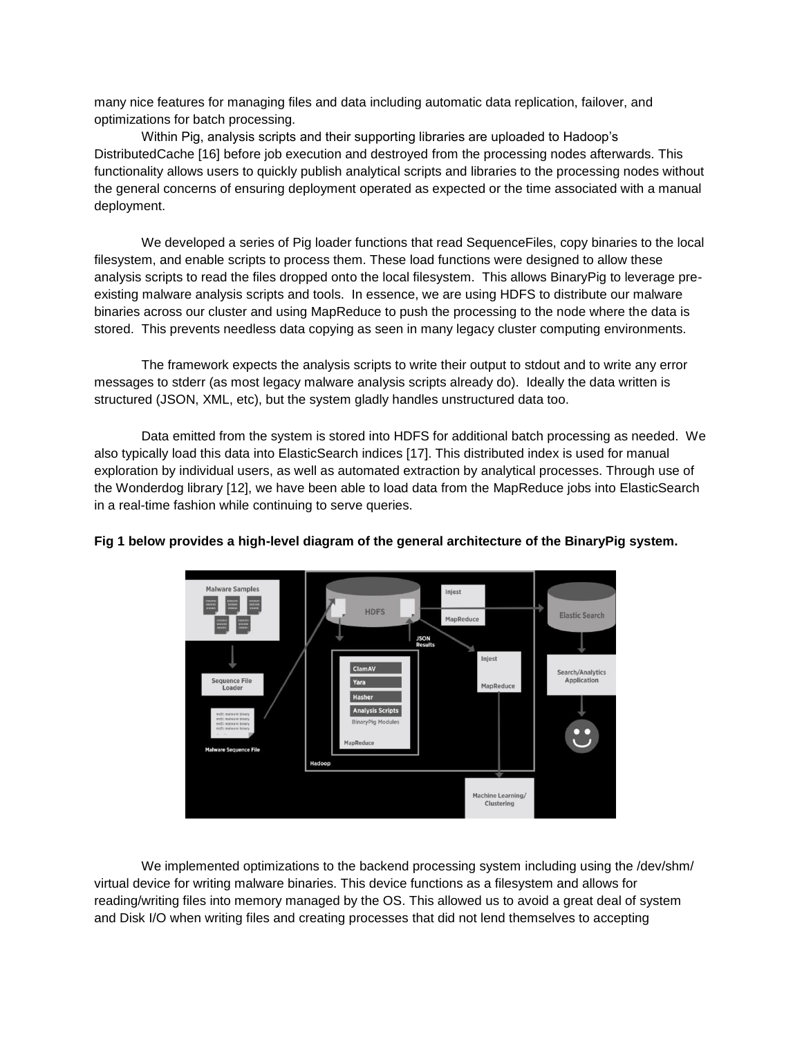many nice features for managing files and data including automatic data replication, failover, and optimizations for batch processing.

Within Pig, analysis scripts and their supporting libraries are uploaded to Hadoop's DistributedCache [16] before job execution and destroyed from the processing nodes afterwards. This functionality allows users to quickly publish analytical scripts and libraries to the processing nodes without the general concerns of ensuring deployment operated as expected or the time associated with a manual deployment.

We developed a series of Pig loader functions that read SequenceFiles, copy binaries to the local filesystem, and enable scripts to process them. These load functions were designed to allow these analysis scripts to read the files dropped onto the local filesystem. This allows BinaryPig to leverage pre-existing malware analysis scripts and tools. In essence, we are using HDFS to distribute our malware binaries across our cluster and using MapReduce to push the processing to the node where the data is stored. This prevents needless data copying as seen in many legacy cluster computing environments.

The framework expects the analysis scripts to write their output to stdout and to write any error messages to stderr (as most legacy malware analysis scripts already do). Ideally the data written is structured (JSON, XML, etc), but the system gladly handles unstructured data too.

Data emitted from the system is stored into HDFS for additional batch processing as needed. We also typically load this data into ElasticSearch indices [17]. This distributed index is used for manual exploration by individual users, as well as automated extraction by analytical processes. Through use of the Wonderdog library [12], we have been able to load data from the MapReduce jobs into ElasticSearch in a real-time fashion while continuing to serve queries.

**Fig 1 below provides a high-level diagram of the general architecture of the BinaryPig system.**

We implemented optimizations to the backend processing system including using the /dev/shm/ virtual device for writing malware binaries. This device functions as a filesystem and allows for reading/writing files into memory managed by the OS. This allowed us to avoid a great deal of system and Disk I/O when writing files and creating processes that did not lend themselves to accepting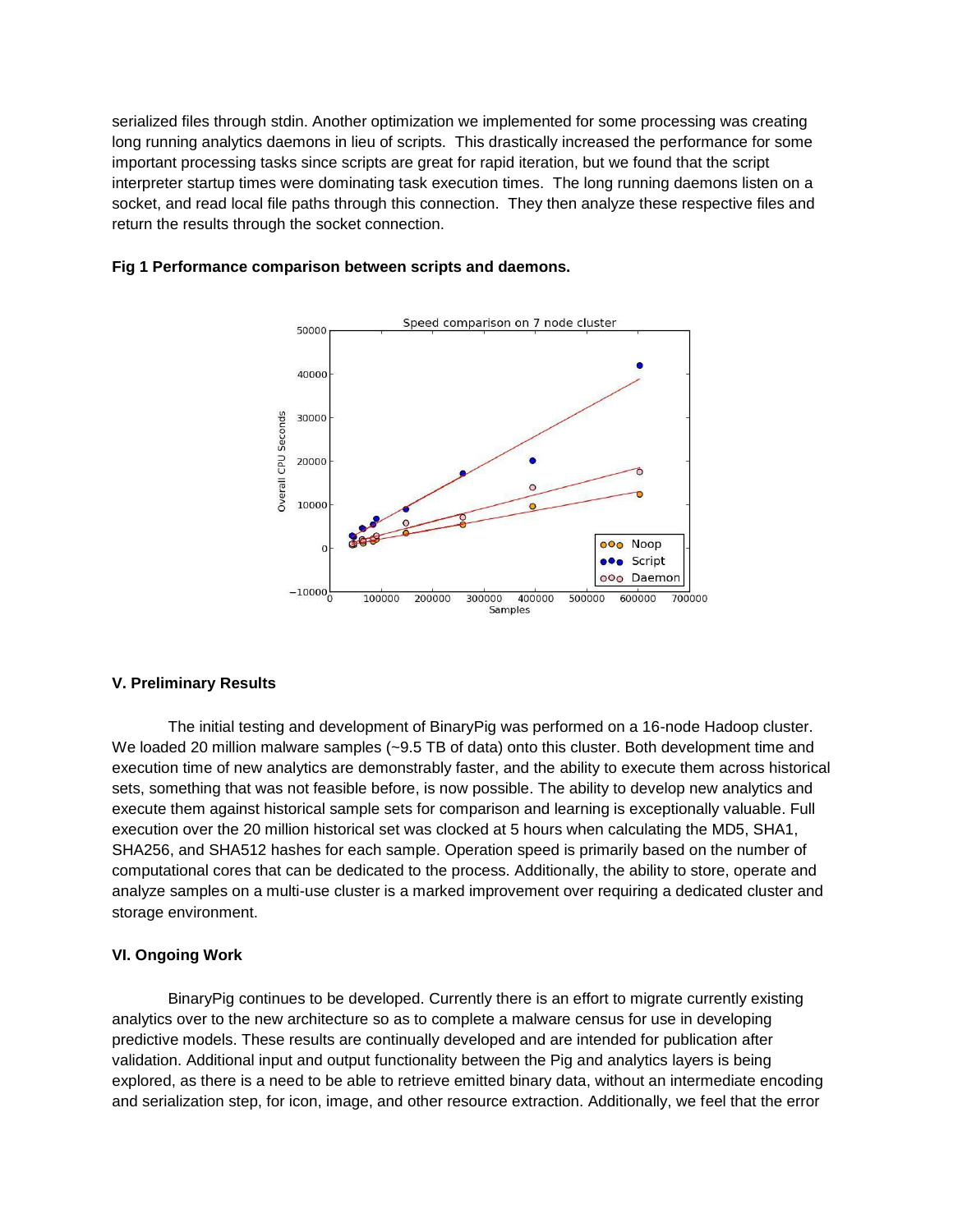serialized files through stdin. Another optimization we implemented for some processing was creating long running analytics daemons in lieu of scripts. This drastically increased the performance for some important processing tasks since scripts are great for rapid iteration, but we found that the script interpreter startup times were dominating task execution times. The long running daemons listen on a socket, and read local file paths through this connection. They then analyze these respective files and return the results through the socket connection.

**Fig 1 Performance comparison between scripts and daemons.**

### V. Preliminary Results

The initial testing and development of BinaryPig was performed on a 16-node Hadoop cluster. We loaded 20 million malware samples (~9.5 TB of data) onto this cluster. Both development time and execution time of new analytics are demonstrably faster, and the ability to execute them across historical sets, something that was not feasible before, is now possible. The ability to develop new analytics and execute them against historical sample sets for comparison and learning is exceptionally valuable. Full execution over the 20 million historical set was clocked at 5 hours when calculating the MD5, SHA1, SHA256, and SHA512 hashes for each sample. Operation speed is primarily based on the number of computational cores that can be dedicated to the process. Additionally, the ability to store, operate and analyze samples on a multi-use cluster is a marked improvement over requiring a dedicated cluster and storage environment.

### VI. Ongoing Work

BinaryPig continues to be developed. Currently there is an effort to migrate currently existing analytics over to the new architecture so as to complete a malware census for use in developing predictive models. These results are continually developed and are intended for publication after validation. Additional input and output functionality between the Pig and analytics layers is being explored, as there is a need to be able to retrieve emitted binary data, without an intermediate encoding and serialization step, for icon, image, and other resource extraction. Additionally, we feel that the error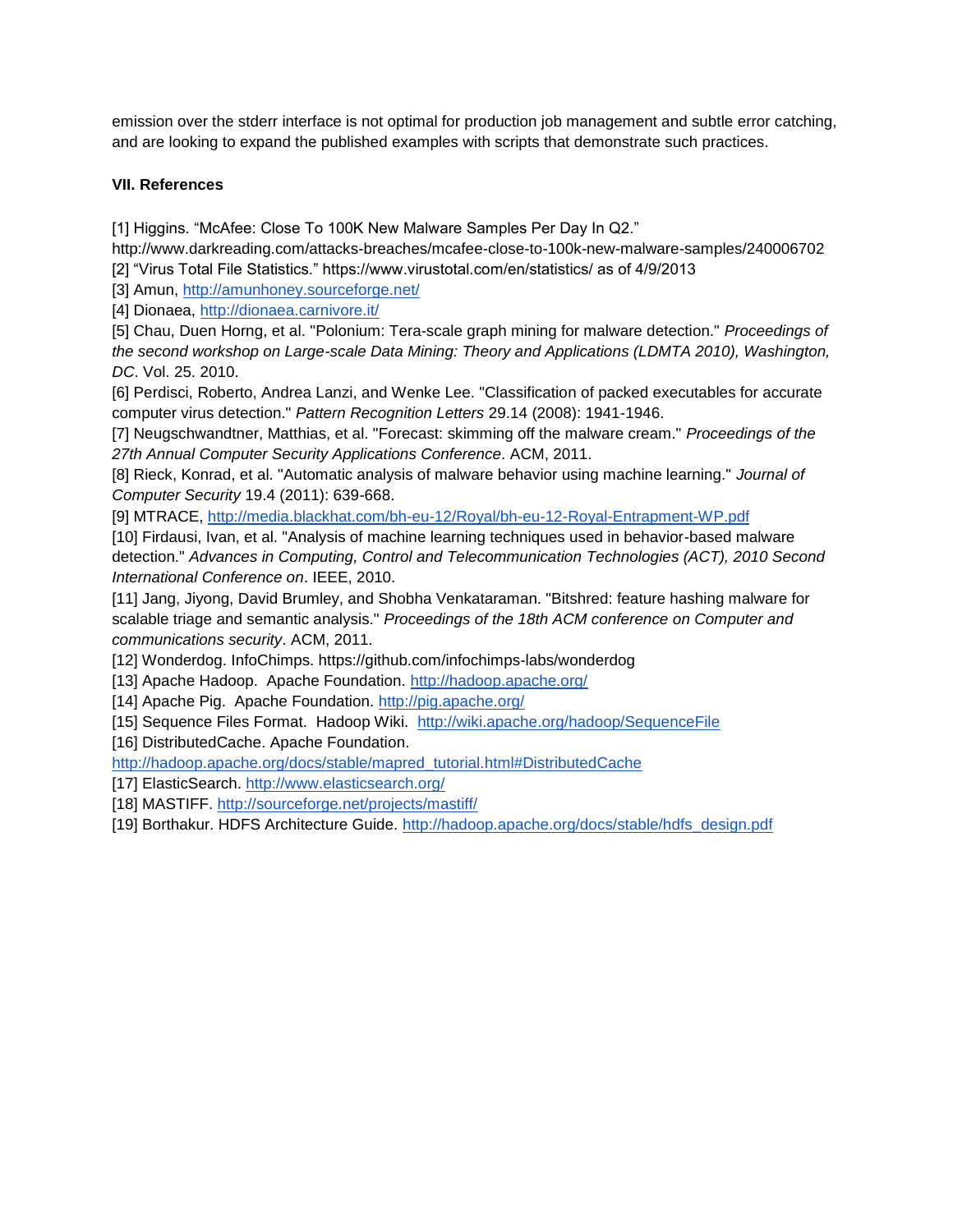emission over the stderr interface is not optimal for production job management and subtle error catching, and are looking to expand the published examples with scripts that demonstrate such practices.

**VII. References**

[1] Higgins. “McAfee: Close To 100K New Malware Samples Per Day In Q2.” http://www.darkreading.com/attacks-breaches/mcafee-close-to-100k-new-malware-samples/240006702
[2] “Virus Total File Statistics.” https://www.virustotal.com/en/statistics/ as of 4/9/2013
[3] Amun, http://amunhoney.sourceforge.net/
[4] Dionaea, http://dionaea.carnivore.it/
[5] Chau, Duen Horng, et al. "Polonium: Tera-scale graph mining for malware detection." *Proceedings of the second workshop on Large-scale Data Mining: Theory and Applications (LDMTA 2010), Washington, DC*. Vol. 25. 2010.
[6] Perdisci, Roberto, Andrea Lanzi, and Wenke Lee. "Classification of packed executables for accurate computer virus detection." *Pattern Recognition Letters* 29.14 (2008): 1941-1946.
[7] Neugschwandtner, Matthias, et al. "Forecast: skimming off the malware cream." *Proceedings of the 27th Annual Computer Security Applications Conference*. ACM, 2011.
[8] Rieck, Konrad, et al. "Automatic analysis of malware behavior using machine learning." *Journal of Computer Security* 19.4 (2011): 639-668.
[9] MTRACE, http://media.blackhat.com/bh-eu-12/Royal/bh-eu-12-Royal-Entrapment-WP.pdf
[10] Firdausi, Ivan, et al. "Analysis of machine learning techniques used in behavior-based malware detection." *Advances in Computing, Control and Telecommunication Technologies (ACT), 2010 Second International Conference on*. IEEE, 2010.
[11] Jang, Jiyong, David Brumley, and Shobha Venkataraman. "Bitshred: feature hashing malware for scalable triage and semantic analysis." *Proceedings of the 18th ACM conference on Computer and communications security*. ACM, 2011.
[12] Wonderdog. InfoChimps. https://github.com/infochimps-labs/wonderdog
[13] Apache Hadoop. Apache Foundation. http://hadoop.apache.org/
[14] Apache Pig. Apache Foundation. http://pig.apache.org/
[15] Sequence Files Format. Hadoop Wiki. http://wiki.apache.org/hadoop/SequenceFile
[16] DistributedCache. Apache Foundation. http://hadoop.apache.org/docs/stable/mapred_tutorial.html#DistributedCache
[17] ElasticSearch. http://www.elasticsearch.org/
[18] MASTIFF. http://sourceforge.net/projects/mastiff/
[19] Borthakur. HDFS Architecture Guide. http://hadoop.apache.org/docs/stable/hdfs_design.pdf